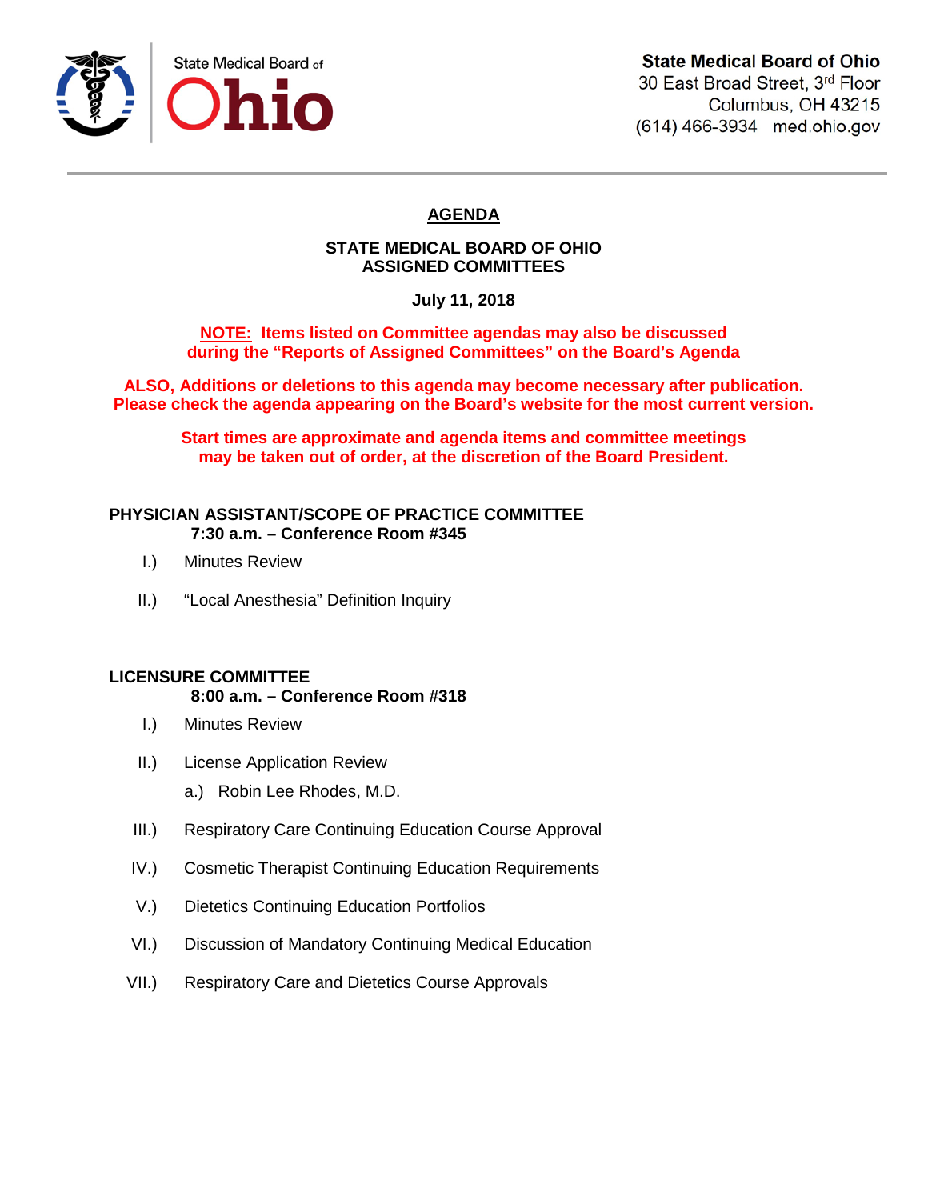State Medical Board of Ohio

**State Medical Board of Ohio**
30 East Broad Street, 3rd Floor
Columbus, OH 43215
(614) 466-3934 med.ohio.gov

# AGENDA

## STATE MEDICAL BOARD OF OHIO
## ASSIGNED COMMITTEES

**July 11, 2018**

**NOTE: Items listed on Committee agendas may also be discussed during the "Reports of Assigned Committees" on the Board's Agenda**

**ALSO, Additions or deletions to this agenda may become necessary after publication. Please check the agenda appearing on the Board's website for the most current version.**

**Start times are approximate and agenda items and committee meetings may be taken out of order, at the discretion of the Board President.**

### PHYSICIAN ASSISTANT/SCOPE OF PRACTICE COMMITTEE
**7:30 a.m. – Conference Room #345**

I.) Minutes Review

II.) "Local Anesthesia" Definition Inquiry

### LICENSURE COMMITTEE
**8:00 a.m. – Conference Room #318**

I.) Minutes Review

II.) License Application Review

  a.) Robin Lee Rhodes, M.D.

III.) Respiratory Care Continuing Education Course Approval

IV.) Cosmetic Therapist Continuing Education Requirements

V.) Dietetics Continuing Education Portfolios

VI.) Discussion of Mandatory Continuing Medical Education

VII.) Respiratory Care and Dietetics Course Approvals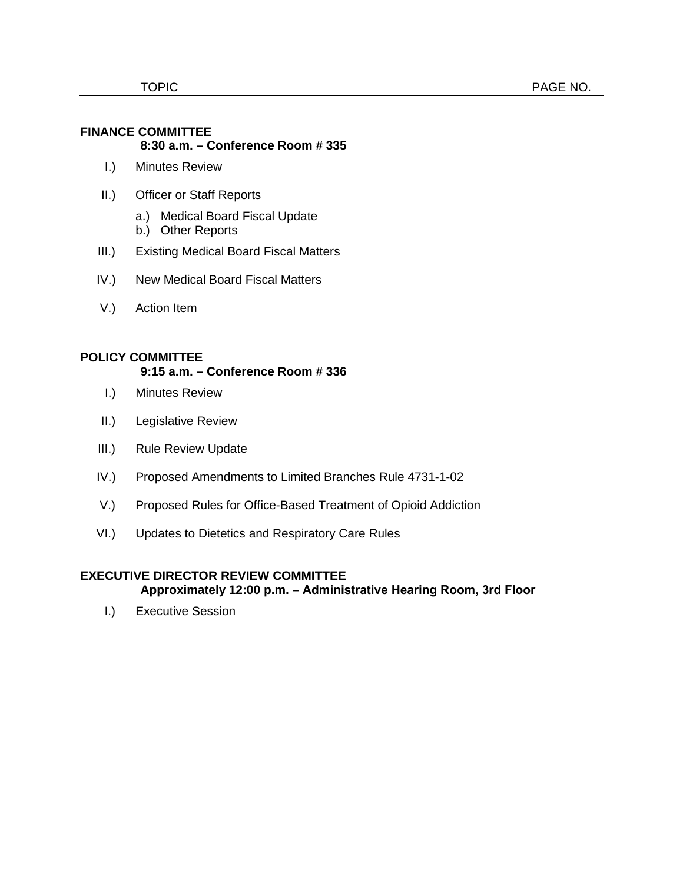| TOPIC | PAGE NO. |
| --- | --- |

**FINANCE COMMITTEE**
**8:30 a.m. – Conference Room # 335**

I.) Minutes Review

II.) Officer or Staff Reports

a.) Medical Board Fiscal Update
b.) Other Reports

III.) Existing Medical Board Fiscal Matters

IV.) New Medical Board Fiscal Matters

V.) Action Item

**POLICY COMMITTEE**
**9:15 a.m. – Conference Room # 336**

I.) Minutes Review

II.) Legislative Review

III.) Rule Review Update

IV.) Proposed Amendments to Limited Branches Rule 4731-1-02

V.) Proposed Rules for Office-Based Treatment of Opioid Addiction

VI.) Updates to Dietetics and Respiratory Care Rules

**EXECUTIVE DIRECTOR REVIEW COMMITTEE**
**Approximately 12:00 p.m. – Administrative Hearing Room, 3rd Floor**

I.) Executive Session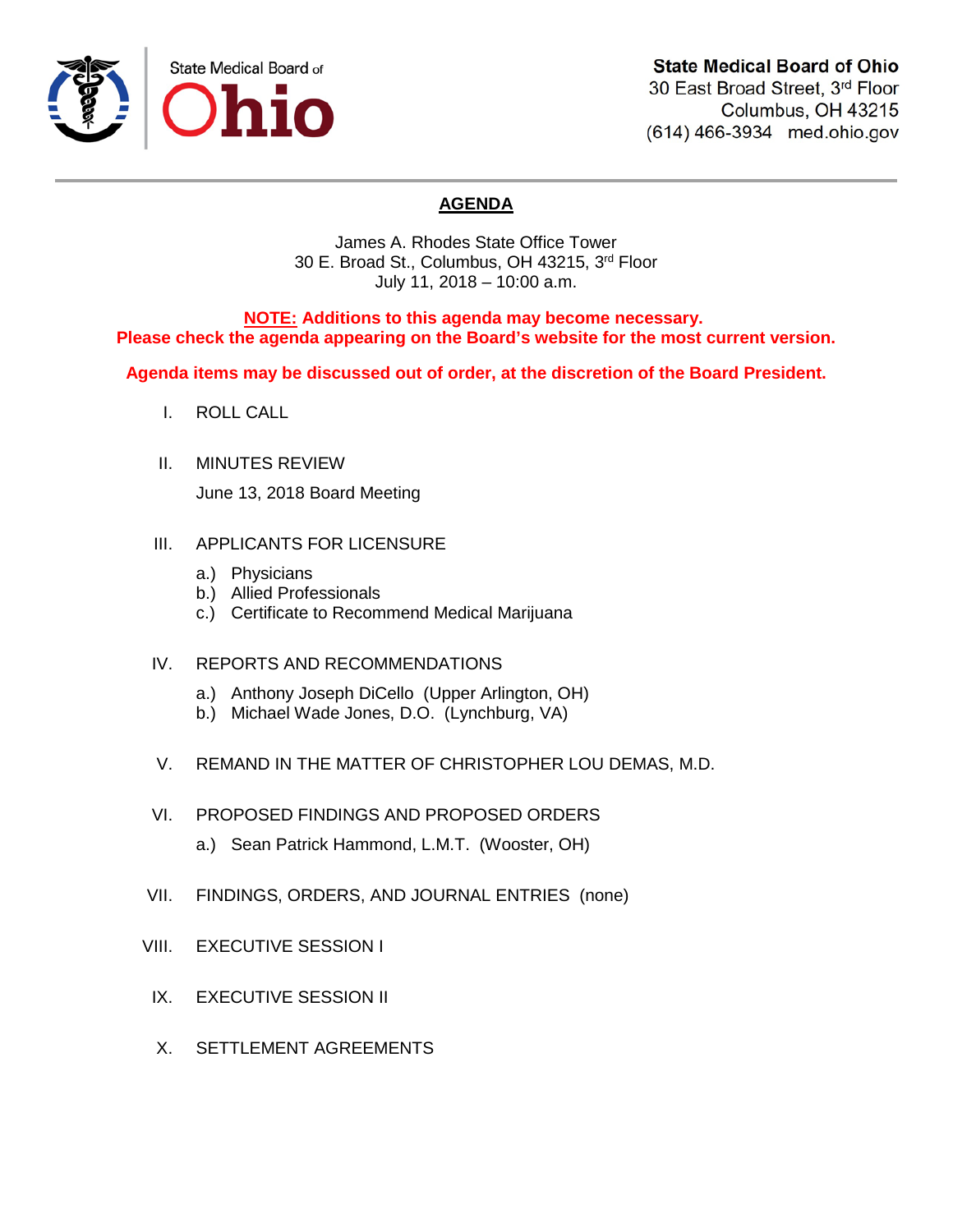State Medical Board of **Ohio**

**State Medical Board of Ohio**
30 East Broad Street, 3rd Floor
Columbus, OH 43215
(614) 466-3934 med.ohio.gov

## AGENDA

James A. Rhodes State Office Tower
30 E. Broad St., Columbus, OH 43215, 3rd Floor
July 11, 2018 – 10:00 a.m.

**NOTE: Additions to this agenda may become necessary.**
**Please check the agenda appearing on the Board's website for the most current version.**

**Agenda items may be discussed out of order, at the discretion of the Board President.**

I. ROLL CALL

II. MINUTES REVIEW

June 13, 2018 Board Meeting

III. APPLICANTS FOR LICENSURE

a.) Physicians
b.) Allied Professionals
c.) Certificate to Recommend Medical Marijuana

IV. REPORTS AND RECOMMENDATIONS

a.) Anthony Joseph DiCello (Upper Arlington, OH)
b.) Michael Wade Jones, D.O. (Lynchburg, VA)

V. REMAND IN THE MATTER OF CHRISTOPHER LOU DEMAS, M.D.

VI. PROPOSED FINDINGS AND PROPOSED ORDERS

a.) Sean Patrick Hammond, L.M.T. (Wooster, OH)

VII. FINDINGS, ORDERS, AND JOURNAL ENTRIES (none)

VIII. EXECUTIVE SESSION I

IX. EXECUTIVE SESSION II

X. SETTLEMENT AGREEMENTS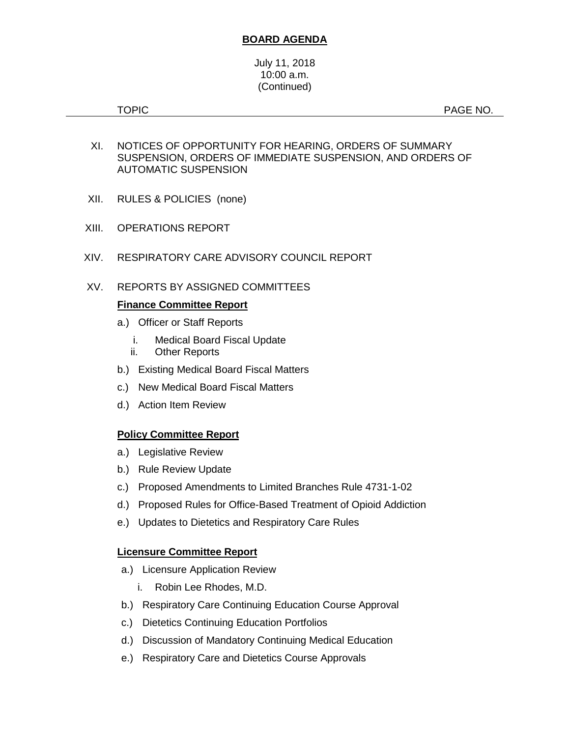**BOARD AGENDA**

July 11, 2018
10:00 a.m.
(Continued)

| TOPIC | PAGE NO. |
|---|---|

XI. NOTICES OF OPPORTUNITY FOR HEARING, ORDERS OF SUMMARY SUSPENSION, ORDERS OF IMMEDIATE SUSPENSION, AND ORDERS OF AUTOMATIC SUSPENSION

XII. RULES & POLICIES (none)

XIII. OPERATIONS REPORT

XIV. RESPIRATORY CARE ADVISORY COUNCIL REPORT

XV. REPORTS BY ASSIGNED COMMITTEES

**Finance Committee Report**

a.) Officer or Staff Reports

i. Medical Board Fiscal Update
ii. Other Reports

b.) Existing Medical Board Fiscal Matters

c.) New Medical Board Fiscal Matters

d.) Action Item Review

**Policy Committee Report**

a.) Legislative Review

b.) Rule Review Update

c.) Proposed Amendments to Limited Branches Rule 4731-1-02

d.) Proposed Rules for Office-Based Treatment of Opioid Addiction

e.) Updates to Dietetics and Respiratory Care Rules

**Licensure Committee Report**

a.) Licensure Application Review

i. Robin Lee Rhodes, M.D.

b.) Respiratory Care Continuing Education Course Approval

c.) Dietetics Continuing Education Portfolios

d.) Discussion of Mandatory Continuing Medical Education

e.) Respiratory Care and Dietetics Course Approvals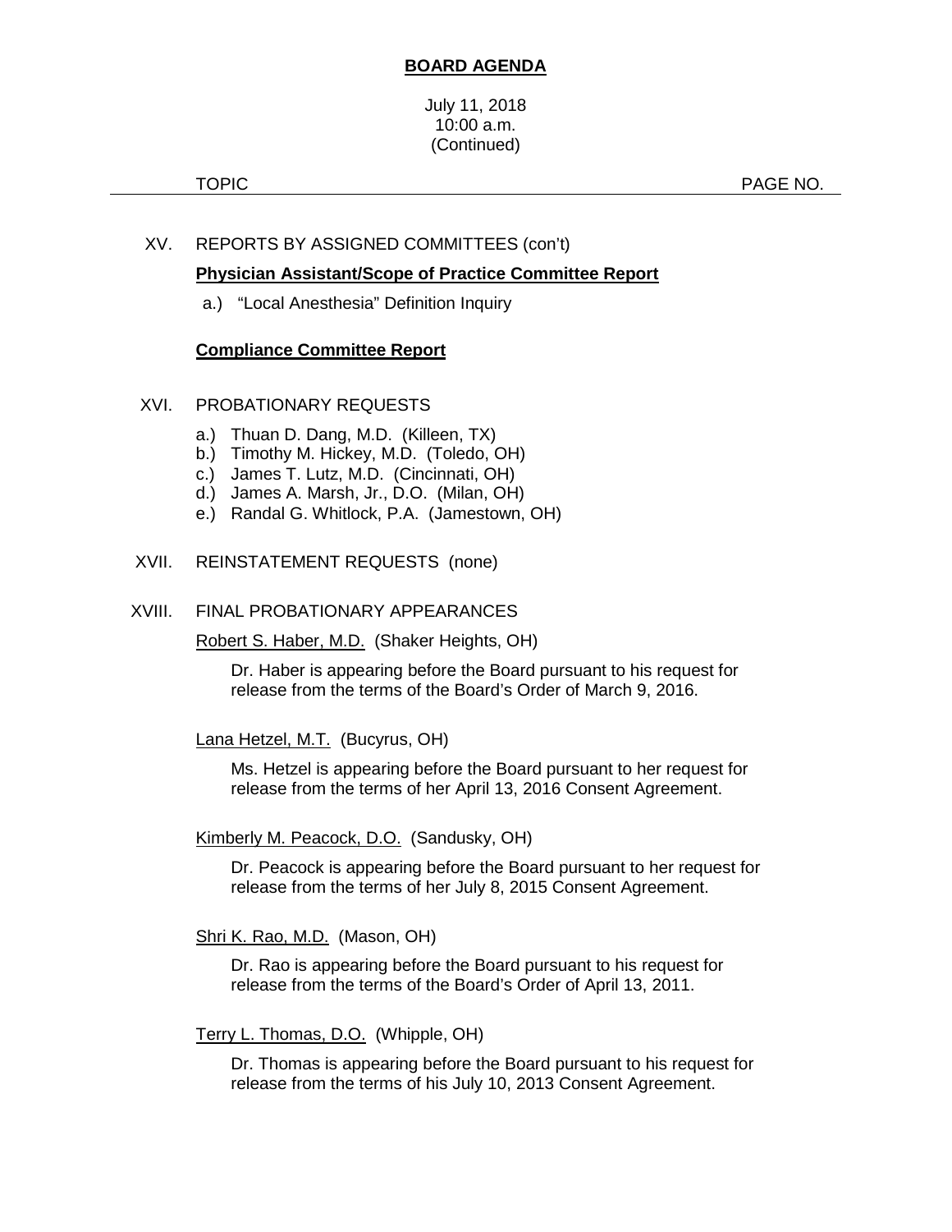**BOARD AGENDA**

July 11, 2018
10:00 a.m.
(Continued)

TOPIC PAGE NO.

XV. REPORTS BY ASSIGNED COMMITTEES (con't)

**Physician Assistant/Scope of Practice Committee Report**

a.) "Local Anesthesia" Definition Inquiry

**Compliance Committee Report**

XVI. PROBATIONARY REQUESTS

a.) Thuan D. Dang, M.D. (Killeen, TX)
b.) Timothy M. Hickey, M.D. (Toledo, OH)
c.) James T. Lutz, M.D. (Cincinnati, OH)
d.) James A. Marsh, Jr., D.O. (Milan, OH)
e.) Randal G. Whitlock, P.A. (Jamestown, OH)

XVII. REINSTATEMENT REQUESTS (none)

XVIII. FINAL PROBATIONARY APPEARANCES

Robert S. Haber, M.D. (Shaker Heights, OH)

Dr. Haber is appearing before the Board pursuant to his request for release from the terms of the Board's Order of March 9, 2016.

Lana Hetzel, M.T. (Bucyrus, OH)

Ms. Hetzel is appearing before the Board pursuant to her request for release from the terms of her April 13, 2016 Consent Agreement.

Kimberly M. Peacock, D.O. (Sandusky, OH)

Dr. Peacock is appearing before the Board pursuant to her request for release from the terms of her July 8, 2015 Consent Agreement.

Shri K. Rao, M.D. (Mason, OH)

Dr. Rao is appearing before the Board pursuant to his request for release from the terms of the Board's Order of April 13, 2011.

Terry L. Thomas, D.O. (Whipple, OH)

Dr. Thomas is appearing before the Board pursuant to his request for release from the terms of his July 10, 2013 Consent Agreement.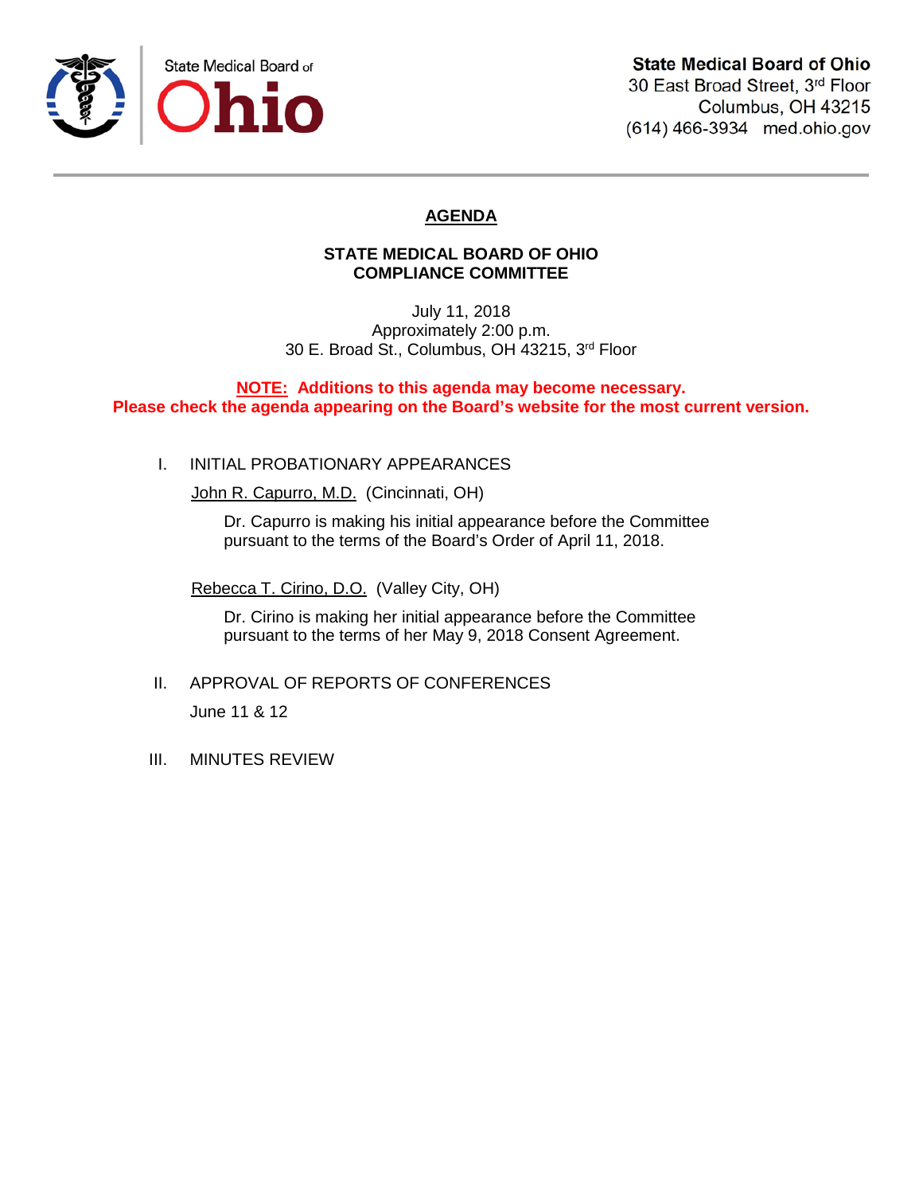State Medical Board of Ohio

State Medical Board of Ohio
30 East Broad Street, 3rd Floor
Columbus, OH 43215
(614) 466-3934 med.ohio.gov

# AGENDA

## STATE MEDICAL BOARD OF OHIO
## COMPLIANCE COMMITTEE

July 11, 2018
Approximately 2:00 p.m.
30 E. Broad St., Columbus, OH 43215, 3rd Floor

**NOTE: Additions to this agenda may become necessary.**
**Please check the agenda appearing on the Board's website for the most current version.**

I. INITIAL PROBATIONARY APPEARANCES

John R. Capurro, M.D. (Cincinnati, OH)

Dr. Capurro is making his initial appearance before the Committee pursuant to the terms of the Board's Order of April 11, 2018.

Rebecca T. Cirino, D.O. (Valley City, OH)

Dr. Cirino is making her initial appearance before the Committee pursuant to the terms of her May 9, 2018 Consent Agreement.

II. APPROVAL OF REPORTS OF CONFERENCES

June 11 & 12

III. MINUTES REVIEW